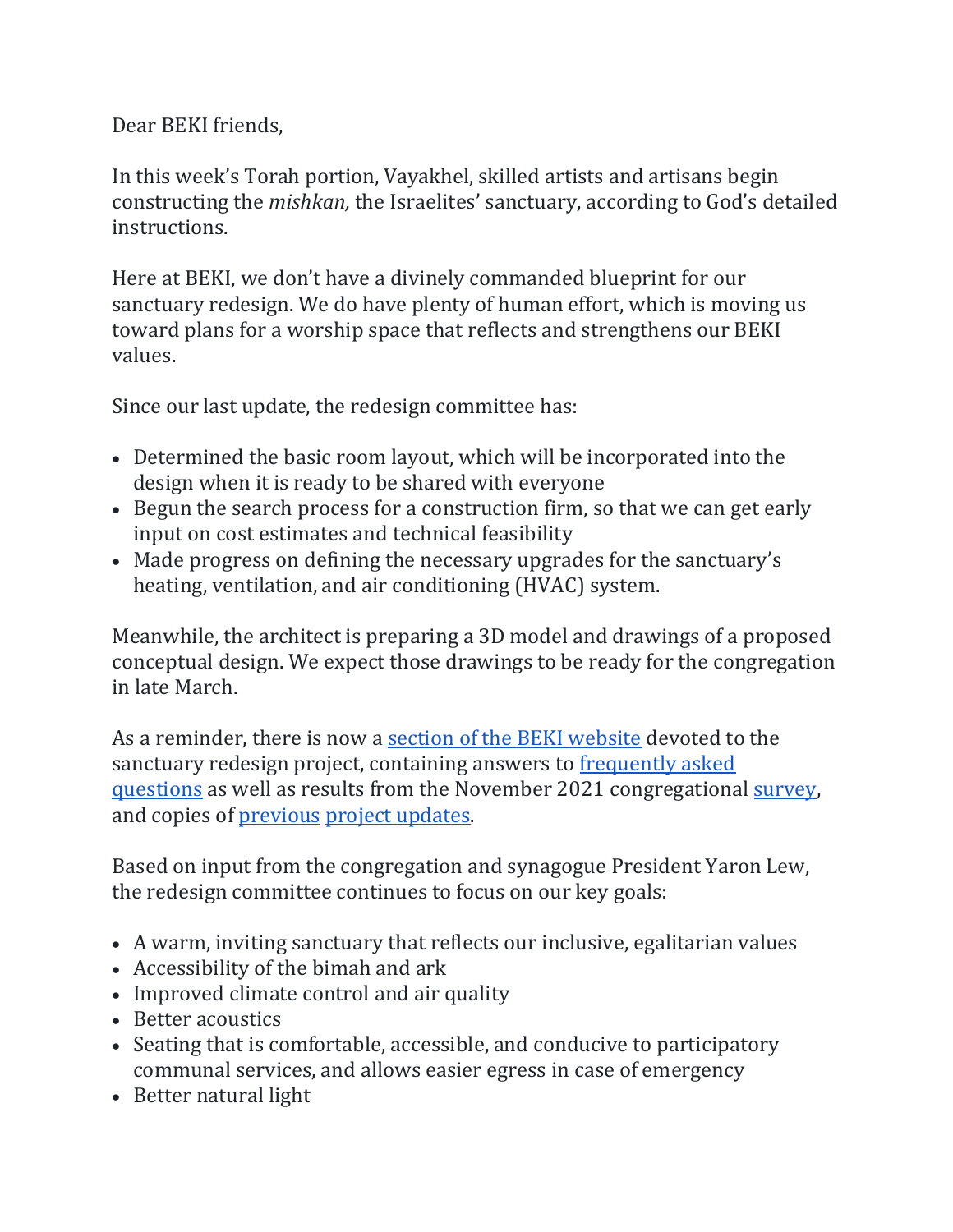Dear BEKI friends,

In this week's Torah portion, Vayakhel, skilled artists and artisans begin constructing the *mishkan,* the Israelites' sanctuary, according to God's detailed instructions.

Here at BEKI, we don't have a divinely commanded blueprint for our sanctuary redesign. We do have plenty of human effort, which is moving us toward plans for a worship space that reflects and strengthens our BEKI values.

Since our last update, the redesign committee has:

- Determined the basic room layout, which will be incorporated into the design when it is ready to be shared with everyone
- Begun the search process for a construction firm, so that we can get early input on cost estimates and technical feasibility
- Made progress on defining the necessary upgrades for the sanctuary's heating, ventilation, and air conditioning (HVAC) system.

Meanwhile, the architect is preparing a 3D model and drawings of a proposed conceptual design. We expect those drawings to be ready for the congregation in late March.

As a reminder, there is now a section of the BEKI website devoted to the sanctuary redesign project, containing answers to frequently asked questions as well as results from the November 2021 congregational survey, and copies of previous project updates.

Based on input from the congregation and synagogue President Yaron Lew, the redesign committee continues to focus on our key goals:

- A warm, inviting sanctuary that reflects our inclusive, egalitarian values
- Accessibility of the bimah and ark
- Improved climate control and air quality
- Better acoustics
- Seating that is comfortable, accessible, and conducive to participatory communal services, and allows easier egress in case of emergency
- Better natural light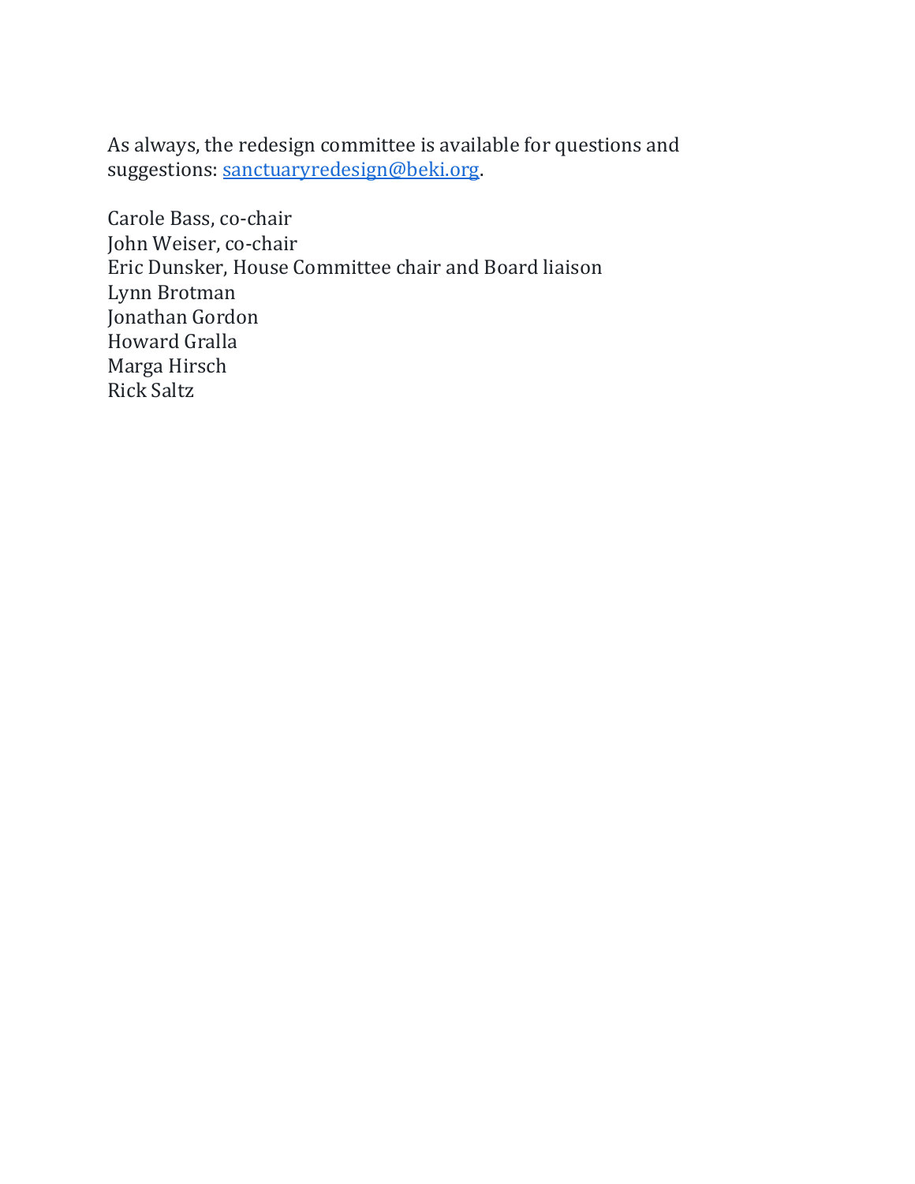As always, the redesign committee is available for questions and suggestions: sanctuaryredesign@beki.org.

Carole Bass, co-chair
John Weiser, co-chair
Eric Dunsker, House Committee chair and Board liaison
Lynn Brotman
Jonathan Gordon
Howard Gralla
Marga Hirsch
Rick Saltz